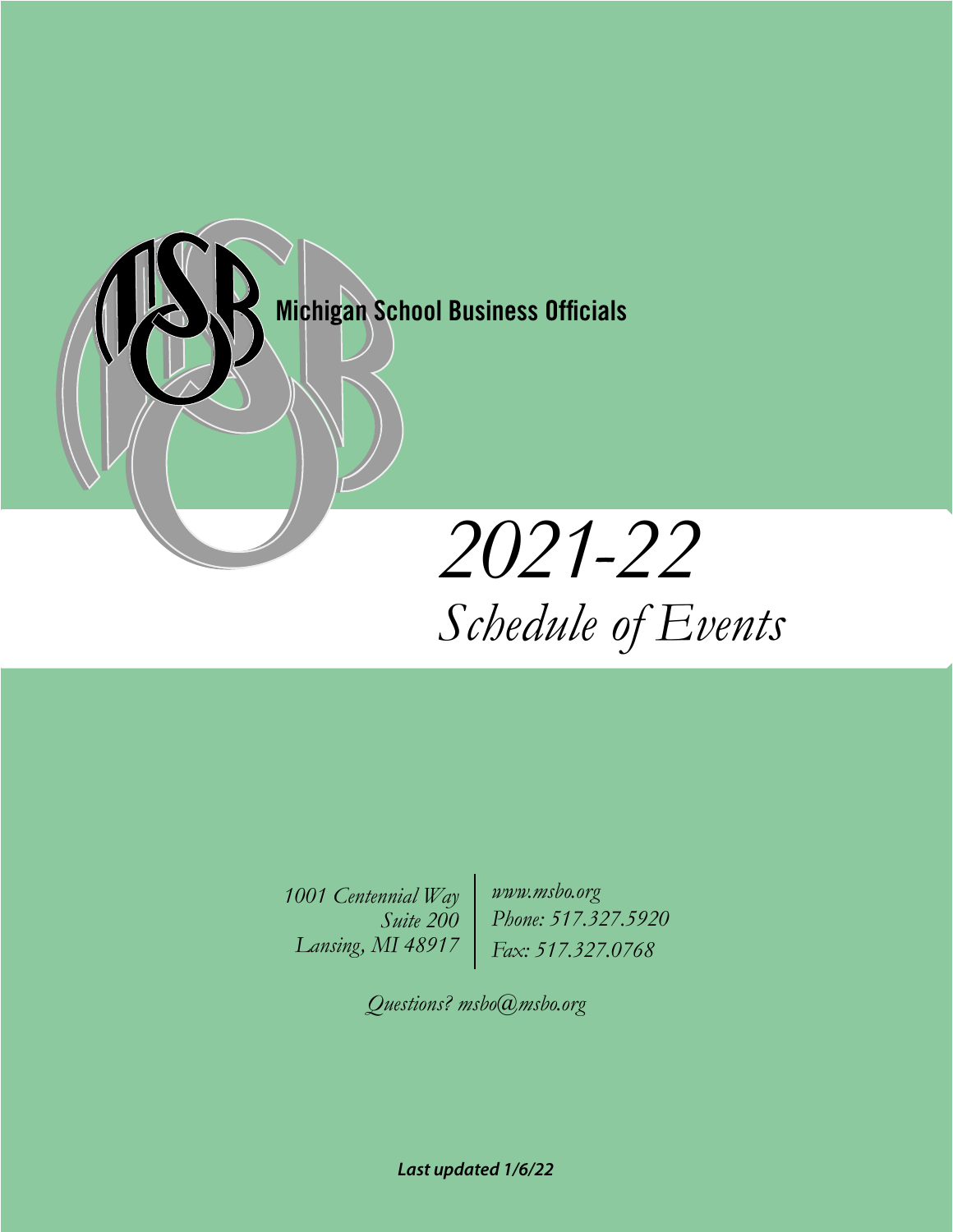Michigan School Business Officials

# *2021-22*
# *Schedule of Events*

*1001 Centennial Way*
*Suite 200*
*Lansing, MI 48917*

*www.msbo.org*
*Phone: 517.327.5920*
*Fax: 517.327.0768*

*Questions? msbo@msbo.org*

***Last updated 1/6/22***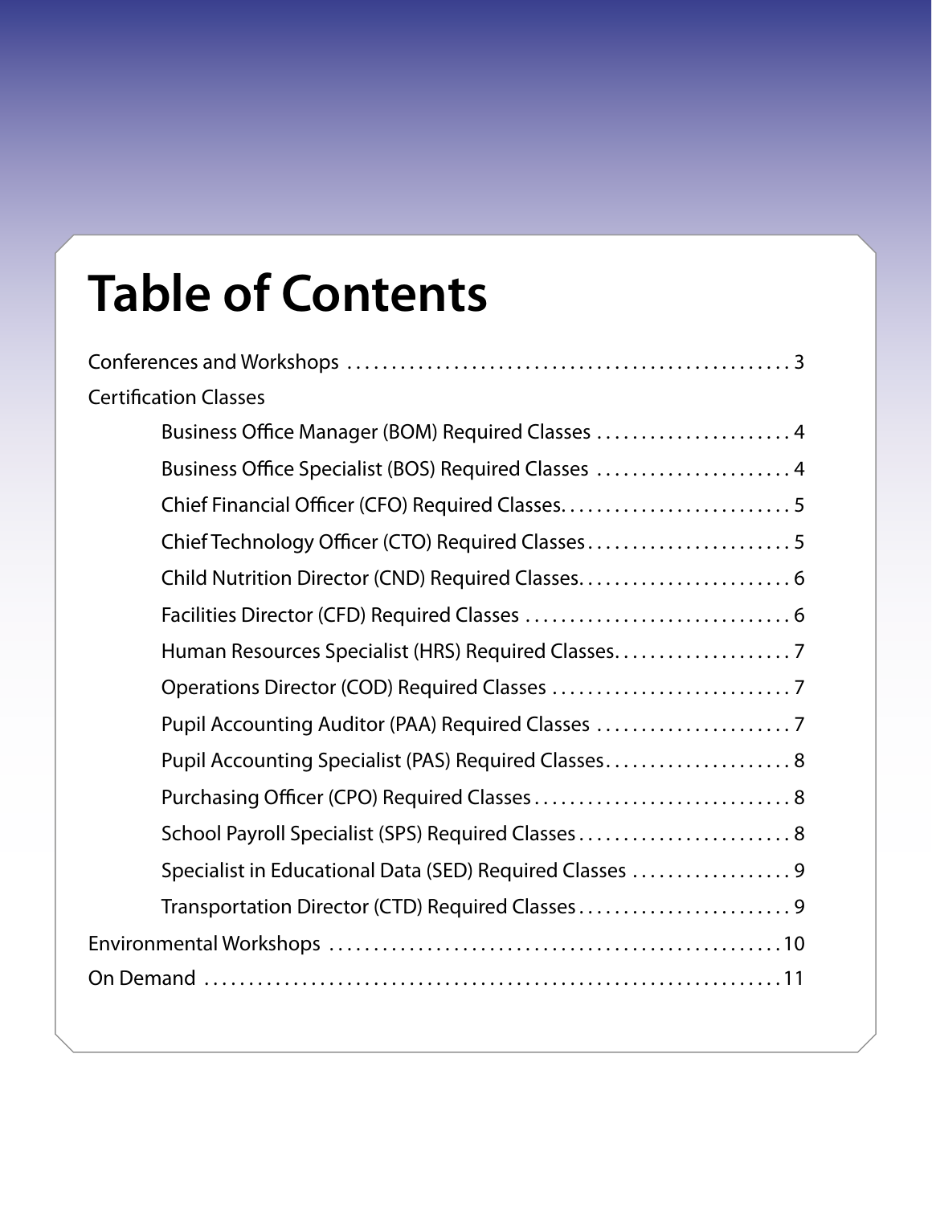# Table of Contents

- Conferences and Workshops . . . . . 3
- Certification Classes
  - Business Office Manager (BOM) Required Classes . . . . . 4
  - Business Office Specialist (BOS) Required Classes . . . . . 4
  - Chief Financial Officer (CFO) Required Classes . . . . . 5
  - Chief Technology Officer (CTO) Required Classes . . . . . 5
  - Child Nutrition Director (CND) Required Classes . . . . . 6
  - Facilities Director (CFD) Required Classes . . . . . 6
  - Human Resources Specialist (HRS) Required Classes . . . . . 7
  - Operations Director (COD) Required Classes . . . . . 7
  - Pupil Accounting Auditor (PAA) Required Classes . . . . . 7
  - Pupil Accounting Specialist (PAS) Required Classes . . . . . 8
  - Purchasing Officer (CPO) Required Classes . . . . . 8
  - School Payroll Specialist (SPS) Required Classes . . . . . 8
  - Specialist in Educational Data (SED) Required Classes . . . . . 9
  - Transportation Director (CTD) Required Classes . . . . . 9
- Environmental Workshops . . . . . 10
- On Demand . . . . . 11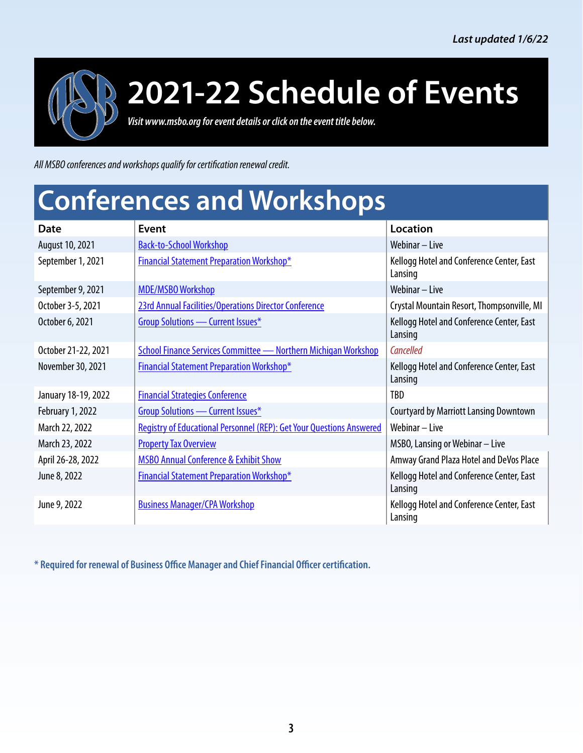*Last updated 1/6/22*

# 2021-22 Schedule of Events

*Visit www.msbo.org for event details or click on the event title below.*

*All MSBO conferences and workshops qualify for certification renewal credit.*

## Conferences and Workshops

| Date | Event | Location |
|---|---|---|
| August 10, 2021 | Back-to-School Workshop | Webinar – Live |
| September 1, 2021 | Financial Statement Preparation Workshop* | Kellogg Hotel and Conference Center, East Lansing |
| September 9, 2021 | MDE/MSBO Workshop | Webinar – Live |
| October 3-5, 2021 | 23rd Annual Facilities/Operations Director Conference | Crystal Mountain Resort, Thompsonville, MI |
| October 6, 2021 | Group Solutions — Current Issues* | Kellogg Hotel and Conference Center, East Lansing |
| October 21-22, 2021 | School Finance Services Committee — Northern Michigan Workshop | *Cancelled* |
| November 30, 2021 | Financial Statement Preparation Workshop* | Kellogg Hotel and Conference Center, East Lansing |
| January 18-19, 2022 | Financial Strategies Conference | TBD |
| February 1, 2022 | Group Solutions — Current Issues* | Courtyard by Marriott Lansing Downtown |
| March 22, 2022 | Registry of Educational Personnel (REP): Get Your Questions Answered | Webinar – Live |
| March 23, 2022 | Property Tax Overview | MSBO, Lansing or Webinar – Live |
| April 26-28, 2022 | MSBO Annual Conference & Exhibit Show | Amway Grand Plaza Hotel and DeVos Place |
| June 8, 2022 | Financial Statement Preparation Workshop* | Kellogg Hotel and Conference Center, East Lansing |
| June 9, 2022 | Business Manager/CPA Workshop | Kellogg Hotel and Conference Center, East Lansing |

**\* Required for renewal of Business Office Manager and Chief Financial Officer certification.**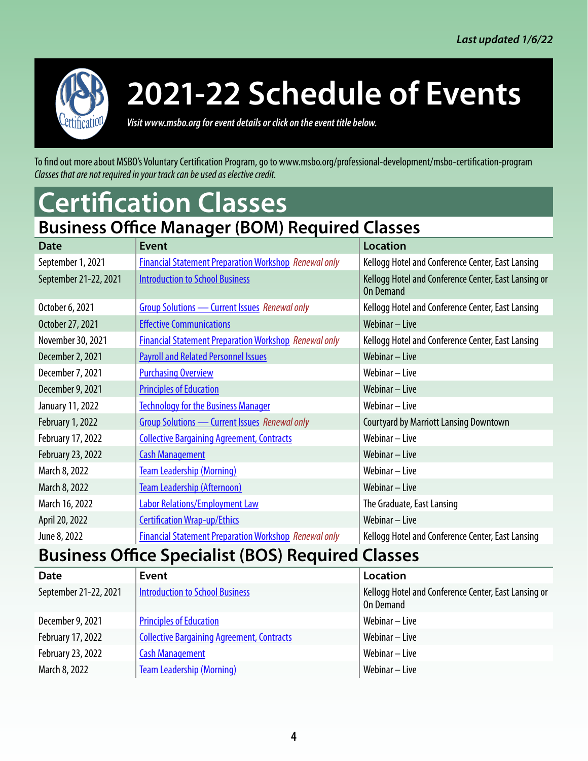*Last updated 1/6/22*

# 2021-22 Schedule of Events

*Visit www.msbo.org for event details or click on the event title below.*

To find out more about MSBO's Voluntary Certification Program, go to www.msbo.org/professional-development/msbo-certification-program
*Classes that are not required in your track can be used as elective credit.*

# Certification Classes

## Business Office Manager (BOM) Required Classes

| Date | Event | Location |
|---|---|---|
| September 1, 2021 | Financial Statement Preparation Workshop *Renewal only* | Kellogg Hotel and Conference Center, East Lansing |
| September 21-22, 2021 | Introduction to School Business | Kellogg Hotel and Conference Center, East Lansing or On Demand |
| October 6, 2021 | Group Solutions — Current Issues *Renewal only* | Kellogg Hotel and Conference Center, East Lansing |
| October 27, 2021 | Effective Communications | Webinar – Live |
| November 30, 2021 | Financial Statement Preparation Workshop *Renewal only* | Kellogg Hotel and Conference Center, East Lansing |
| December 2, 2021 | Payroll and Related Personnel Issues | Webinar – Live |
| December 7, 2021 | Purchasing Overview | Webinar – Live |
| December 9, 2021 | Principles of Education | Webinar – Live |
| January 11, 2022 | Technology for the Business Manager | Webinar – Live |
| February 1, 2022 | Group Solutions — Current Issues *Renewal only* | Courtyard by Marriott Lansing Downtown |
| February 17, 2022 | Collective Bargaining Agreement, Contracts | Webinar – Live |
| February 23, 2022 | Cash Management | Webinar – Live |
| March 8, 2022 | Team Leadership (Morning) | Webinar – Live |
| March 8, 2022 | Team Leadership (Afternoon) | Webinar – Live |
| March 16, 2022 | Labor Relations/Employment Law | The Graduate, East Lansing |
| April 20, 2022 | Certification Wrap-up/Ethics | Webinar – Live |
| June 8, 2022 | Financial Statement Preparation Workshop *Renewal only* | Kellogg Hotel and Conference Center, East Lansing |

## Business Office Specialist (BOS) Required Classes

| Date | Event | Location |
|---|---|---|
| September 21-22, 2021 | Introduction to School Business | Kellogg Hotel and Conference Center, East Lansing or On Demand |
| December 9, 2021 | Principles of Education | Webinar – Live |
| February 17, 2022 | Collective Bargaining Agreement, Contracts | Webinar – Live |
| February 23, 2022 | Cash Management | Webinar – Live |
| March 8, 2022 | Team Leadership (Morning) | Webinar – Live |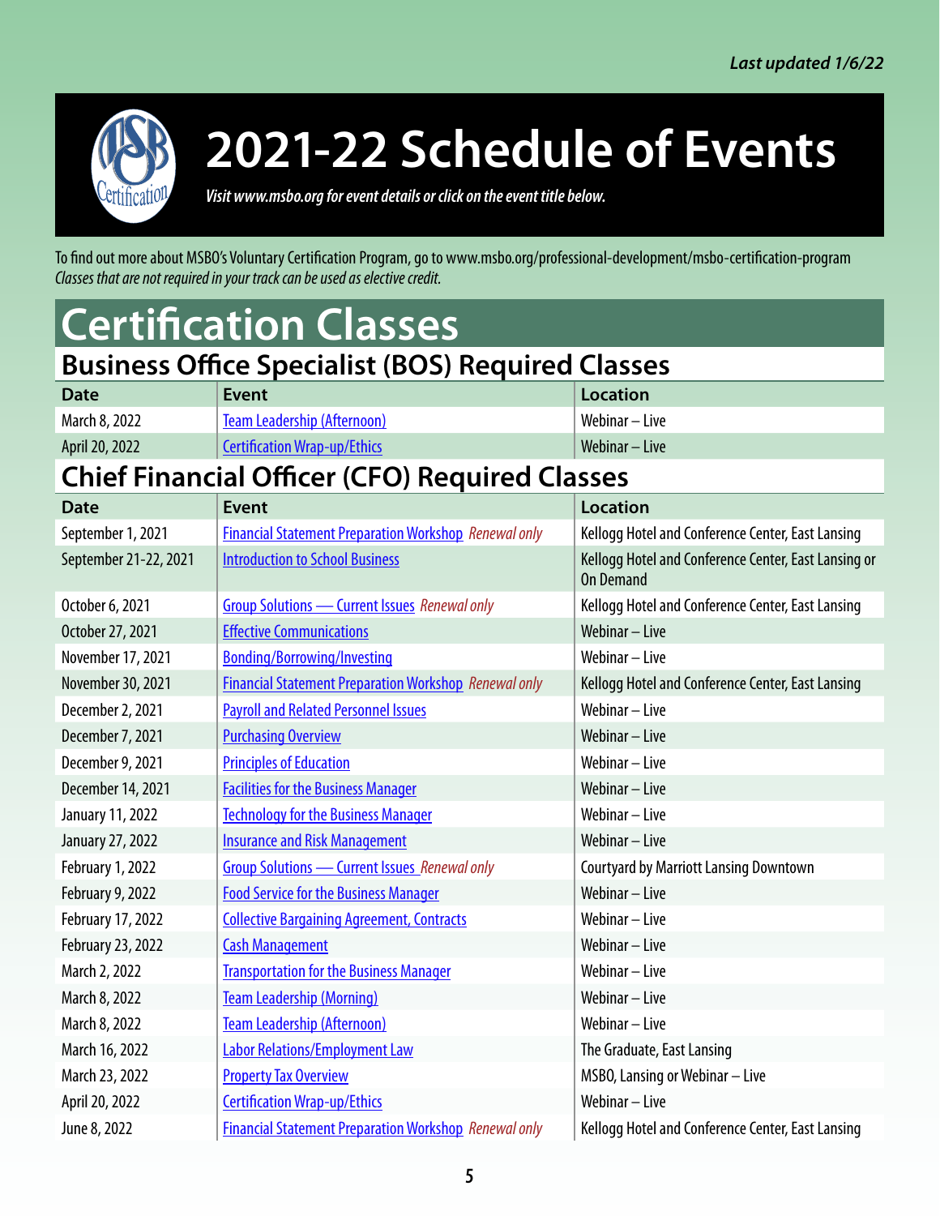*Last updated 1/6/22*

# 2021-22 Schedule of Events

*Visit www.msbo.org for event details or click on the event title below.*

To find out more about MSBO's Voluntary Certification Program, go to www.msbo.org/professional-development/msbo-certification-program
*Classes that are not required in your track can be used as elective credit.*

# Certification Classes

## Business Office Specialist (BOS) Required Classes

| Date | Event | Location |
|---|---|---|
| March 8, 2022 | Team Leadership (Afternoon) | Webinar – Live |
| April 20, 2022 | Certification Wrap-up/Ethics | Webinar – Live |

## Chief Financial Officer (CFO) Required Classes

| Date | Event | Location |
|---|---|---|
| September 1, 2021 | Financial Statement Preparation Workshop *Renewal only* | Kellogg Hotel and Conference Center, East Lansing |
| September 21-22, 2021 | Introduction to School Business | Kellogg Hotel and Conference Center, East Lansing or On Demand |
| October 6, 2021 | Group Solutions — Current Issues *Renewal only* | Kellogg Hotel and Conference Center, East Lansing |
| October 27, 2021 | Effective Communications | Webinar – Live |
| November 17, 2021 | Bonding/Borrowing/Investing | Webinar – Live |
| November 30, 2021 | Financial Statement Preparation Workshop *Renewal only* | Kellogg Hotel and Conference Center, East Lansing |
| December 2, 2021 | Payroll and Related Personnel Issues | Webinar – Live |
| December 7, 2021 | Purchasing Overview | Webinar – Live |
| December 9, 2021 | Principles of Education | Webinar – Live |
| December 14, 2021 | Facilities for the Business Manager | Webinar – Live |
| January 11, 2022 | Technology for the Business Manager | Webinar – Live |
| January 27, 2022 | Insurance and Risk Management | Webinar – Live |
| February 1, 2022 | Group Solutions — Current Issues *Renewal only* | Courtyard by Marriott Lansing Downtown |
| February 9, 2022 | Food Service for the Business Manager | Webinar – Live |
| February 17, 2022 | Collective Bargaining Agreement, Contracts | Webinar – Live |
| February 23, 2022 | Cash Management | Webinar – Live |
| March 2, 2022 | Transportation for the Business Manager | Webinar – Live |
| March 8, 2022 | Team Leadership (Morning) | Webinar – Live |
| March 8, 2022 | Team Leadership (Afternoon) | Webinar – Live |
| March 16, 2022 | Labor Relations/Employment Law | The Graduate, East Lansing |
| March 23, 2022 | Property Tax Overview | MSBO, Lansing or Webinar – Live |
| April 20, 2022 | Certification Wrap-up/Ethics | Webinar – Live |
| June 8, 2022 | Financial Statement Preparation Workshop *Renewal only* | Kellogg Hotel and Conference Center, East Lansing |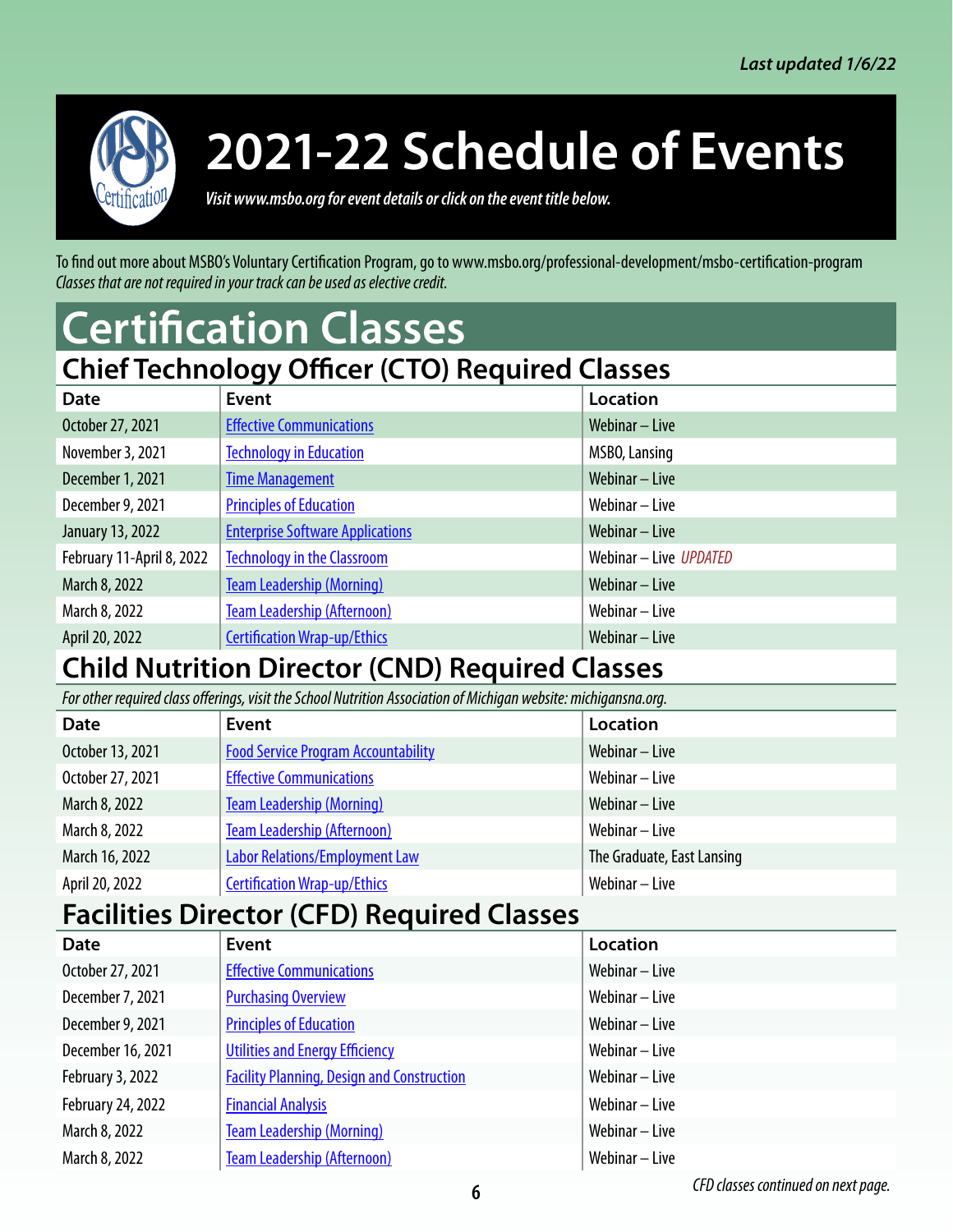*Last updated 1/6/22*

# 2021-22 Schedule of Events

*Visit www.msbo.org for event details or click on the event title below.*

To find out more about MSBO's Voluntary Certification Program, go to www.msbo.org/professional-development/msbo-certification-program
*Classes that are not required in your track can be used as elective credit.*

# Certification Classes

## Chief Technology Officer (CTO) Required Classes

| Date | Event | Location |
|---|---|---|
| October 27, 2021 | Effective Communications | Webinar – Live |
| November 3, 2021 | Technology in Education | MSBO, Lansing |
| December 1, 2021 | Time Management | Webinar – Live |
| December 9, 2021 | Principles of Education | Webinar – Live |
| January 13, 2022 | Enterprise Software Applications | Webinar – Live |
| February 11-April 8, 2022 | Technology in the Classroom | Webinar – Live *UPDATED* |
| March 8, 2022 | Team Leadership (Morning) | Webinar – Live |
| March 8, 2022 | Team Leadership (Afternoon) | Webinar – Live |
| April 20, 2022 | Certification Wrap-up/Ethics | Webinar – Live |

## Child Nutrition Director (CND) Required Classes

*For other required class offerings, visit the School Nutrition Association of Michigan website: michigansna.org.*

| Date | Event | Location |
|---|---|---|
| October 13, 2021 | Food Service Program Accountability | Webinar – Live |
| October 27, 2021 | Effective Communications | Webinar – Live |
| March 8, 2022 | Team Leadership (Morning) | Webinar – Live |
| March 8, 2022 | Team Leadership (Afternoon) | Webinar – Live |
| March 16, 2022 | Labor Relations/Employment Law | The Graduate, East Lansing |
| April 20, 2022 | Certification Wrap-up/Ethics | Webinar – Live |

## Facilities Director (CFD) Required Classes

| Date | Event | Location |
|---|---|---|
| October 27, 2021 | Effective Communications | Webinar – Live |
| December 7, 2021 | Purchasing Overview | Webinar – Live |
| December 9, 2021 | Principles of Education | Webinar – Live |
| December 16, 2021 | Utilities and Energy Efficiency | Webinar – Live |
| February 3, 2022 | Facility Planning, Design and Construction | Webinar – Live |
| February 24, 2022 | Financial Analysis | Webinar – Live |
| March 8, 2022 | Team Leadership (Morning) | Webinar – Live |
| March 8, 2022 | Team Leadership (Afternoon) | Webinar – Live |

*CFD classes continued on next page.*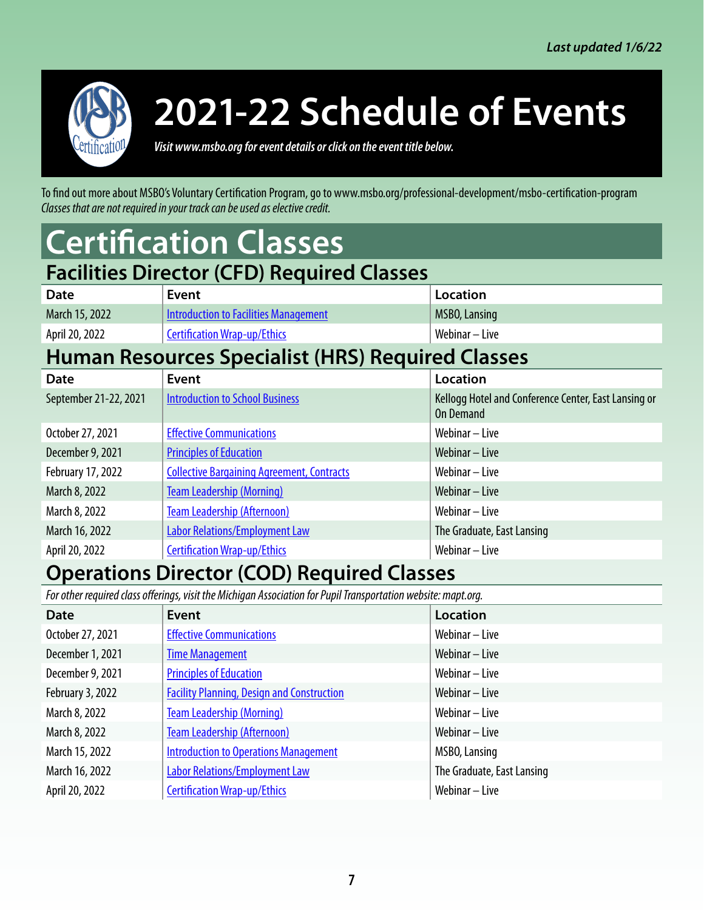*Last updated 1/6/22*

# 2021-22 Schedule of Events

*Visit www.msbo.org for event details or click on the event title below.*

To find out more about MSBO's Voluntary Certification Program, go to www.msbo.org/professional-development/msbo-certification-program
*Classes that are not required in your track can be used as elective credit.*

# Certification Classes

## Facilities Director (CFD) Required Classes

| Date | Event | Location |
|---|---|---|
| March 15, 2022 | Introduction to Facilities Management | MSBO, Lansing |
| April 20, 2022 | Certification Wrap-up/Ethics | Webinar – Live |

## Human Resources Specialist (HRS) Required Classes

| Date | Event | Location |
|---|---|---|
| September 21-22, 2021 | Introduction to School Business | Kellogg Hotel and Conference Center, East Lansing or On Demand |
| October 27, 2021 | Effective Communications | Webinar – Live |
| December 9, 2021 | Principles of Education | Webinar – Live |
| February 17, 2022 | Collective Bargaining Agreement, Contracts | Webinar – Live |
| March 8, 2022 | Team Leadership (Morning) | Webinar – Live |
| March 8, 2022 | Team Leadership (Afternoon) | Webinar – Live |
| March 16, 2022 | Labor Relations/Employment Law | The Graduate, East Lansing |
| April 20, 2022 | Certification Wrap-up/Ethics | Webinar – Live |

## Operations Director (COD) Required Classes

*For other required class offerings, visit the Michigan Association for Pupil Transportation website: mapt.org.*

| Date | Event | Location |
|---|---|---|
| October 27, 2021 | Effective Communications | Webinar – Live |
| December 1, 2021 | Time Management | Webinar – Live |
| December 9, 2021 | Principles of Education | Webinar – Live |
| February 3, 2022 | Facility Planning, Design and Construction | Webinar – Live |
| March 8, 2022 | Team Leadership (Morning) | Webinar – Live |
| March 8, 2022 | Team Leadership (Afternoon) | Webinar – Live |
| March 15, 2022 | Introduction to Operations Management | MSBO, Lansing |
| March 16, 2022 | Labor Relations/Employment Law | The Graduate, East Lansing |
| April 20, 2022 | Certification Wrap-up/Ethics | Webinar – Live |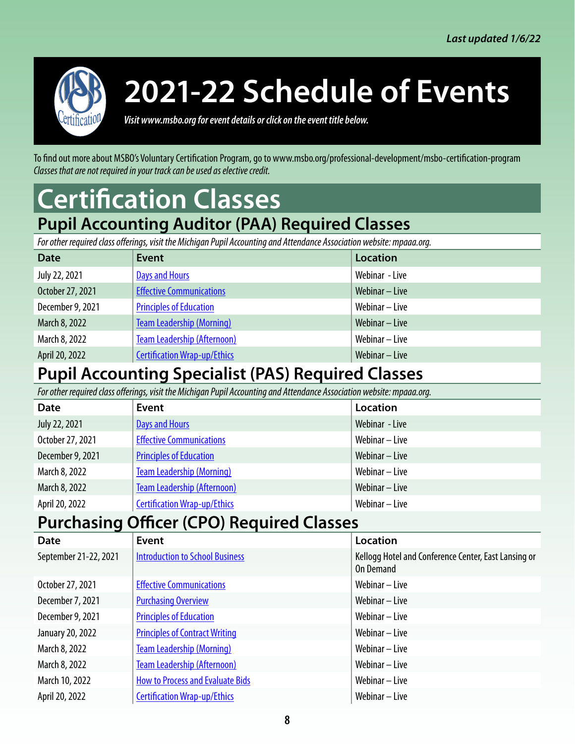*Last updated 1/6/22*

# 2021-22 Schedule of Events

*Visit www.msbo.org for event details or click on the event title below.*

To find out more about MSBO's Voluntary Certification Program, go to www.msbo.org/professional-development/msbo-certification-program
*Classes that are not required in your track can be used as elective credit.*

# Certification Classes

## Pupil Accounting Auditor (PAA) Required Classes

*For other required class offerings, visit the Michigan Pupil Accounting and Attendance Association website: mpaaa.org.*

| Date | Event | Location |
|---|---|---|
| July 22, 2021 | Days and Hours | Webinar - Live |
| October 27, 2021 | Effective Communications | Webinar – Live |
| December 9, 2021 | Principles of Education | Webinar – Live |
| March 8, 2022 | Team Leadership (Morning) | Webinar – Live |
| March 8, 2022 | Team Leadership (Afternoon) | Webinar – Live |
| April 20, 2022 | Certification Wrap-up/Ethics | Webinar – Live |

## Pupil Accounting Specialist (PAS) Required Classes

*For other required class offerings, visit the Michigan Pupil Accounting and Attendance Association website: mpaaa.org.*

| Date | Event | Location |
|---|---|---|
| July 22, 2021 | Days and Hours | Webinar - Live |
| October 27, 2021 | Effective Communications | Webinar – Live |
| December 9, 2021 | Principles of Education | Webinar – Live |
| March 8, 2022 | Team Leadership (Morning) | Webinar – Live |
| March 8, 2022 | Team Leadership (Afternoon) | Webinar – Live |
| April 20, 2022 | Certification Wrap-up/Ethics | Webinar – Live |

## Purchasing Officer (CPO) Required Classes

| Date | Event | Location |
|---|---|---|
| September 21-22, 2021 | Introduction to School Business | Kellogg Hotel and Conference Center, East Lansing or On Demand |
| October 27, 2021 | Effective Communications | Webinar – Live |
| December 7, 2021 | Purchasing Overview | Webinar – Live |
| December 9, 2021 | Principles of Education | Webinar – Live |
| January 20, 2022 | Principles of Contract Writing | Webinar – Live |
| March 8, 2022 | Team Leadership (Morning) | Webinar – Live |
| March 8, 2022 | Team Leadership (Afternoon) | Webinar – Live |
| March 10, 2022 | How to Process and Evaluate Bids | Webinar – Live |
| April 20, 2022 | Certification Wrap-up/Ethics | Webinar – Live |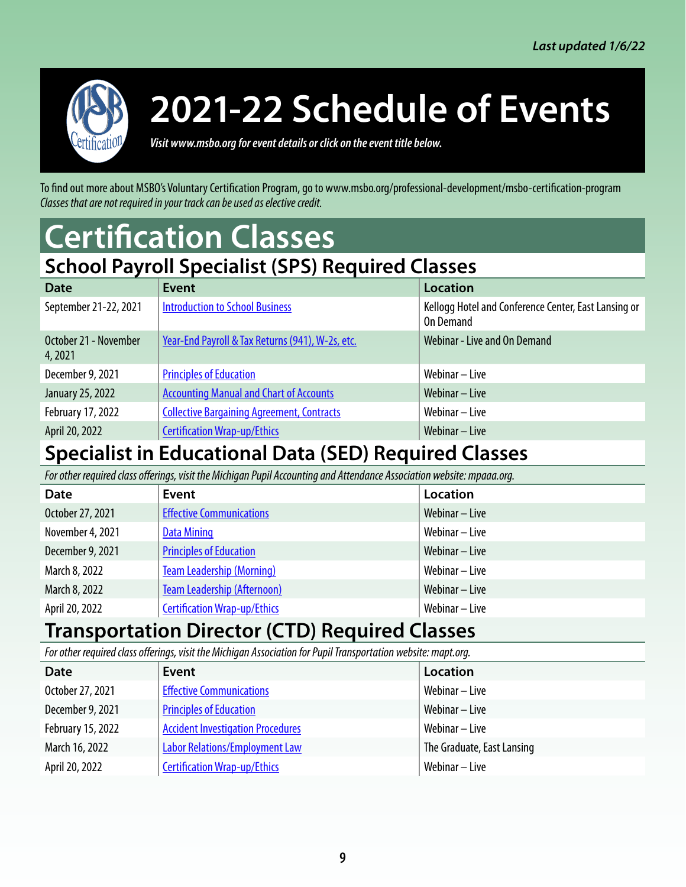*Last updated 1/6/22*

# 2021-22 Schedule of Events

*Visit www.msbo.org for event details or click on the event title below.*

To find out more about MSBO's Voluntary Certification Program, go to www.msbo.org/professional-development/msbo-certification-program
*Classes that are not required in your track can be used as elective credit.*

# Certification Classes

## School Payroll Specialist (SPS) Required Classes

| Date | Event | Location |
|---|---|---|
| September 21-22, 2021 | Introduction to School Business | Kellogg Hotel and Conference Center, East Lansing or On Demand |
| October 21 - November 4, 2021 | Year-End Payroll & Tax Returns (941), W-2s, etc. | Webinar - Live and On Demand |
| December 9, 2021 | Principles of Education | Webinar – Live |
| January 25, 2022 | Accounting Manual and Chart of Accounts | Webinar – Live |
| February 17, 2022 | Collective Bargaining Agreement, Contracts | Webinar – Live |
| April 20, 2022 | Certification Wrap-up/Ethics | Webinar – Live |

## Specialist in Educational Data (SED) Required Classes

*For other required class offerings, visit the Michigan Pupil Accounting and Attendance Association website: mpaaa.org.*

| Date | Event | Location |
|---|---|---|
| October 27, 2021 | Effective Communications | Webinar – Live |
| November 4, 2021 | Data Mining | Webinar – Live |
| December 9, 2021 | Principles of Education | Webinar – Live |
| March 8, 2022 | Team Leadership (Morning) | Webinar – Live |
| March 8, 2022 | Team Leadership (Afternoon) | Webinar – Live |
| April 20, 2022 | Certification Wrap-up/Ethics | Webinar – Live |

## Transportation Director (CTD) Required Classes

*For other required class offerings, visit the Michigan Association for Pupil Transportation website: mapt.org.*

| Date | Event | Location |
|---|---|---|
| October 27, 2021 | Effective Communications | Webinar – Live |
| December 9, 2021 | Principles of Education | Webinar – Live |
| February 15, 2022 | Accident Investigation Procedures | Webinar – Live |
| March 16, 2022 | Labor Relations/Employment Law | The Graduate, East Lansing |
| April 20, 2022 | Certification Wrap-up/Ethics | Webinar – Live |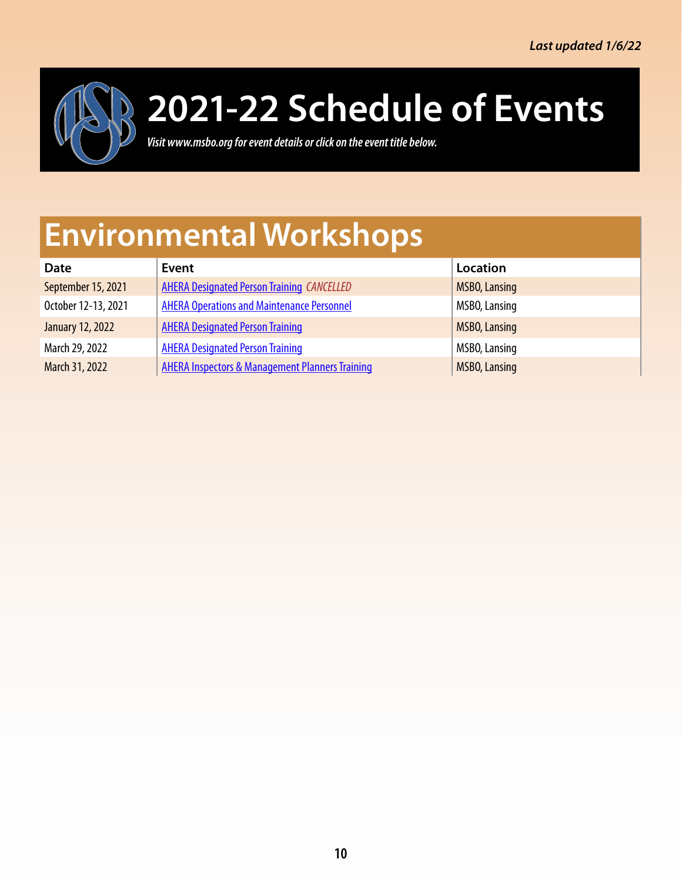*Last updated 1/6/22*

# 2021-22 Schedule of Events

*Visit www.msbo.org for event details or click on the event title below.*

## Environmental Workshops

| Date | Event | Location |
|---|---|---|
| September 15, 2021 | AHERA Designated Person Training *CANCELLED* | MSBO, Lansing |
| October 12-13, 2021 | AHERA Operations and Maintenance Personnel | MSBO, Lansing |
| January 12, 2022 | AHERA Designated Person Training | MSBO, Lansing |
| March 29, 2022 | AHERA Designated Person Training | MSBO, Lansing |
| March 31, 2022 | AHERA Inspectors & Management Planners Training | MSBO, Lansing |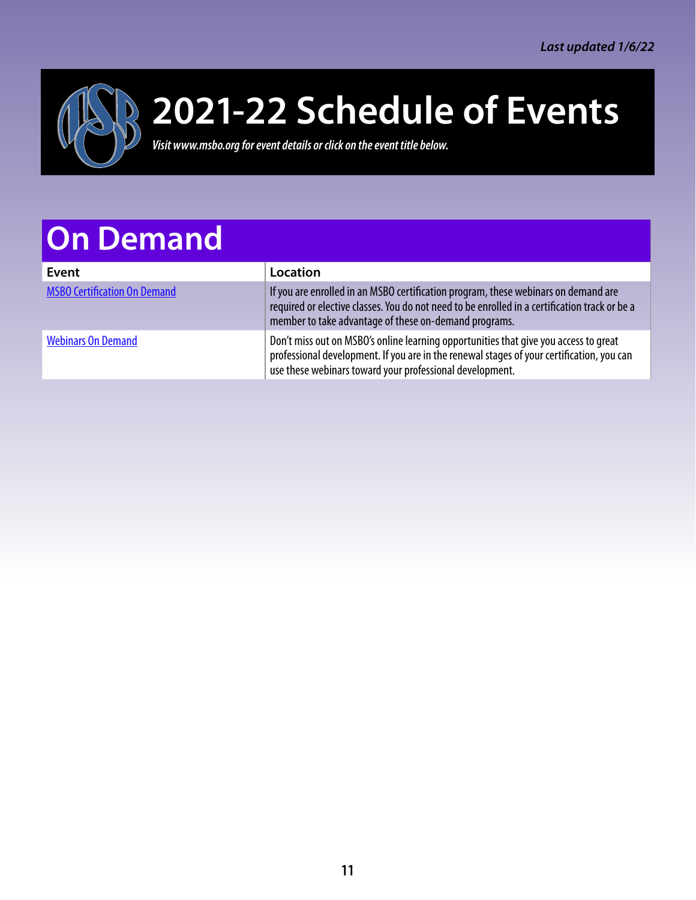*Last updated 1/6/22*

# 2021-22 Schedule of Events

*Visit www.msbo.org for event details or click on the event title below.*

## On Demand

| Event | Location |
|---|---|
| MSBO Certification On Demand | If you are enrolled in an MSBO certification program, these webinars on demand are required or elective classes. You do not need to be enrolled in a certification track or be a member to take advantage of these on-demand programs. |
| Webinars On Demand | Don't miss out on MSBO's online learning opportunities that give you access to great professional development. If you are in the renewal stages of your certification, you can use these webinars toward your professional development. |